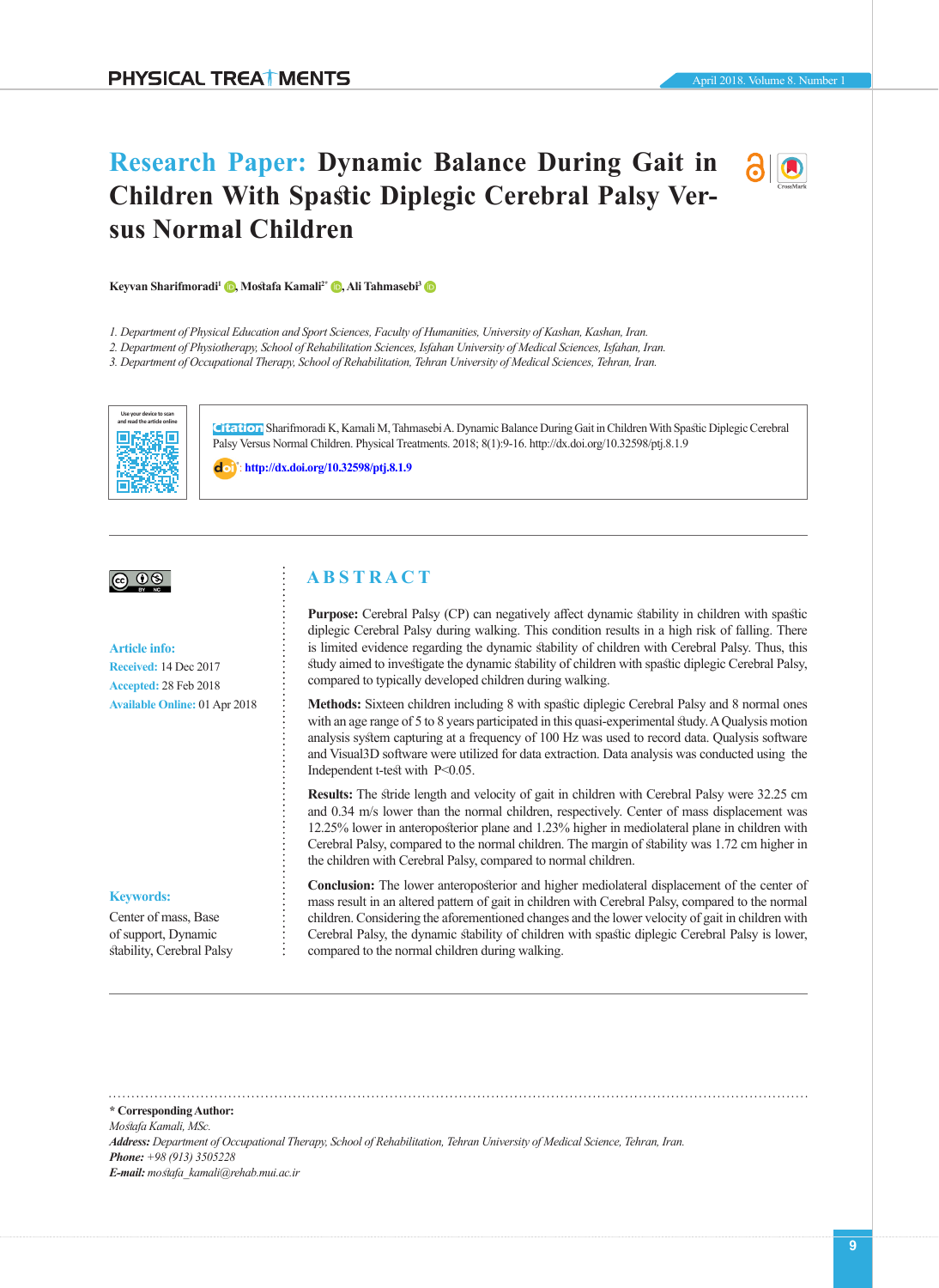# Research Paper: Dynamic Balance During Gait in Children With Spastic Diplegic Cerebral Palsy Versus Normal Children

**Keyvan Sharifmoradi**[1], **Mostafa Kamali**[2*], **Ali Tahmasebi**[3]

1. Department of Physical Education and Sport Sciences, Faculty of Humanities, University of Kashan, Kashan, Iran.
2. Department of Physiotherapy, School of Rehabilitation Sciences, Isfahan University of Medical Sciences, Isfahan, Iran.
3. Department of Occupational Therapy, School of Rehabilitation, Tehran University of Medical Sciences, Tehran, Iran.

Use your device to scan and read the article online

**Citation** Sharifmoradi K, Kamali M, Tahmasebi A. Dynamic Balance During Gait in Children With Spastic Diplegic Cerebral Palsy Versus Normal Children. Physical Treatments. 2018; 8(1):9-16. http://dx.doi.org/10.32598/ptj.8.1.9

doi: http://dx.doi.org/10.32598/ptj.8.1.9

**Article info:**

**Received:** 14 Dec 2017

**Accepted:** 28 Feb 2018

**Available Online:** 01 Apr 2018

**Keywords:**

Center of mass, Base of support, Dynamic stability, Cerebral Palsy

## ABSTRACT

**Purpose:** Cerebral Palsy (CP) can negatively affect dynamic stability in children with spastic diplegic Cerebral Palsy during walking. This condition results in a high risk of falling. There is limited evidence regarding the dynamic stability of children with Cerebral Palsy. Thus, this study aimed to investigate the dynamic stability of children with spastic diplegic Cerebral Palsy, compared to typically developed children during walking.

**Methods:** Sixteen children including 8 with spastic diplegic Cerebral Palsy and 8 normal ones with an age range of 5 to 8 years participated in this quasi-experimental study. A Qualysis motion analysis system capturing at a frequency of 100 Hz was used to record data. Qualysis software and Visual3D software were utilized for data extraction. Data analysis was conducted using the Independent t-test with $P<0.05$.

**Results:** The stride length and velocity of gait in children with Cerebral Palsy were 32.25 cm and 0.34 m/s lower than the normal children, respectively. Center of mass displacement was 12.25% lower in anteroposterior plane and 1.23% higher in mediolateral plane in children with Cerebral Palsy, compared to the normal children. The margin of stability was 1.72 cm higher in the children with Cerebral Palsy, compared to normal children.

**Conclusion:** The lower anteroposterior and higher mediolateral displacement of the center of mass result in an altered pattern of gait in children with Cerebral Palsy, compared to the normal children. Considering the aforementioned changes and the lower velocity of gait in children with Cerebral Palsy, the dynamic stability of children with spastic diplegic Cerebral Palsy is lower, compared to the normal children during walking.

---

**\* Corresponding Author:**

*Mostafa Kamali, MSc.*

***Address:*** *Department of Occupational Therapy, School of Rehabilitation, Tehran University of Medical Science, Tehran, Iran.*

***Phone:*** *+98 (913) 3505228*

***E-mail:*** *mostafa_kamali@rehab.mui.ac.ir*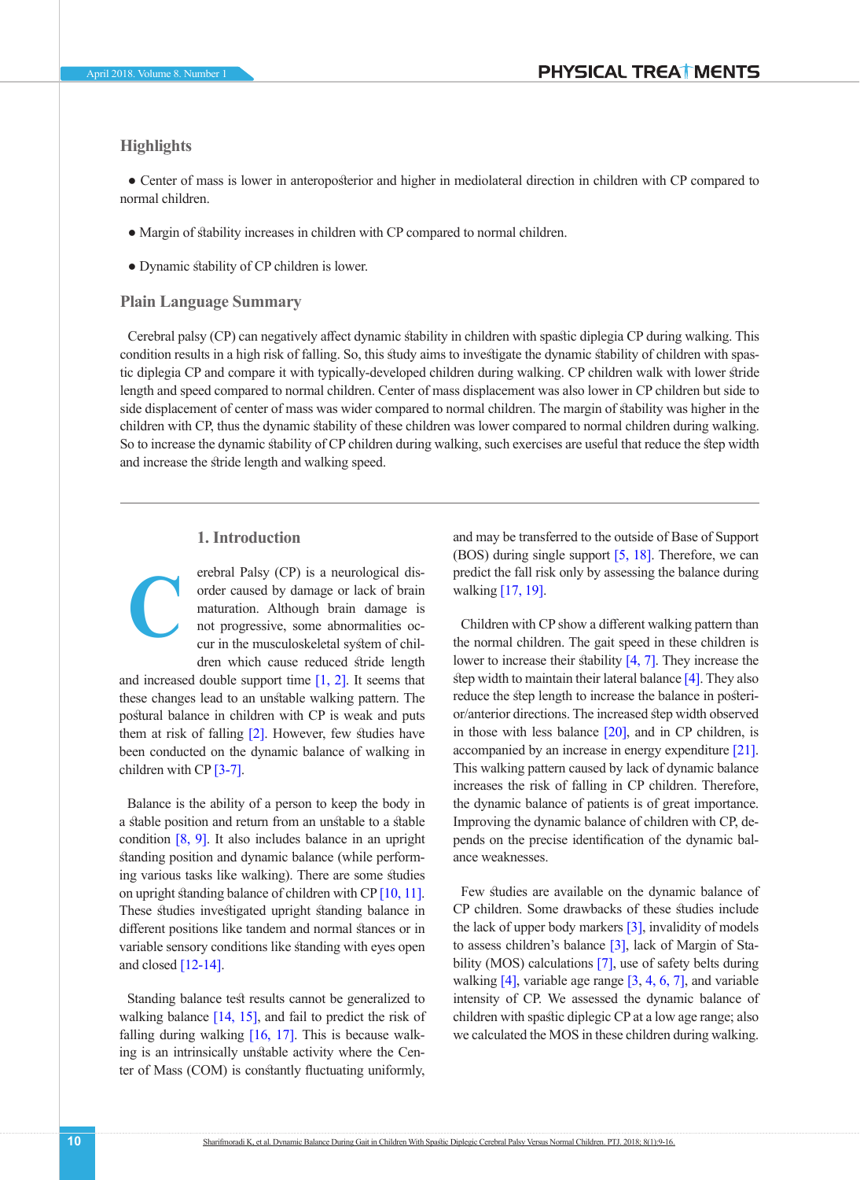## Highlights

- Center of mass is lower in anteroposterior and higher in mediolateral direction in children with CP compared to normal children.
- Margin of stability increases in children with CP compared to normal children.
- Dynamic stability of CP children is lower.

## Plain Language Summary

Cerebral palsy (CP) can negatively affect dynamic stability in children with spastic diplegia CP during walking. This condition results in a high risk of falling. So, this study aims to investigate the dynamic stability of children with spastic diplegia CP and compare it with typically-developed children during walking. CP children walk with lower stride length and speed compared to normal children. Center of mass displacement was also lower in CP children but side to side displacement of center of mass was wider compared to normal children. The margin of stability was higher in the children with CP, thus the dynamic stability of these children was lower compared to normal children during walking. So to increase the dynamic stability of CP children during walking, such exercises are useful that reduce the step width and increase the stride length and walking speed.

## 1. Introduction

Cerebral Palsy (CP) is a neurological disorder caused by damage or lack of brain maturation. Although brain damage is not progressive, some abnormalities occur in the musculoskeletal system of children which cause reduced stride length and increased double support time [1, 2]. It seems that these changes lead to an unstable walking pattern. The postural balance in children with CP is weak and puts them at risk of falling [2]. However, few studies have been conducted on the dynamic balance of walking in children with CP [3-7].

Balance is the ability of a person to keep the body in a stable position and return from an unstable to a stable condition [8, 9]. It also includes balance in an upright standing position and dynamic balance (while performing various tasks like walking). There are some studies on upright standing balance of children with CP [10, 11]. These studies investigated upright standing balance in different positions like tandem and normal stances or in variable sensory conditions like standing with eyes open and closed [12-14].

Standing balance test results cannot be generalized to walking balance [14, 15], and fail to predict the risk of falling during walking [16, 17]. This is because walking is an intrinsically unstable activity where the Center of Mass (COM) is constantly fluctuating uniformly, and may be transferred to the outside of Base of Support (BOS) during single support [5, 18]. Therefore, we can predict the fall risk only by assessing the balance during walking [17, 19].

Children with CP show a different walking pattern than the normal children. The gait speed in these children is lower to increase their stability [4, 7]. They increase the step width to maintain their lateral balance [4]. They also reduce the step length to increase the balance in posterior/anterior directions. The increased step width observed in those with less balance [20], and in CP children, is accompanied by an increase in energy expenditure [21]. This walking pattern caused by lack of dynamic balance increases the risk of falling in CP children. Therefore, the dynamic balance of patients is of great importance. Improving the dynamic balance of children with CP, depends on the precise identification of the dynamic balance weaknesses.

Few studies are available on the dynamic balance of CP children. Some drawbacks of these studies include the lack of upper body markers [3], invalidity of models to assess children's balance [3], lack of Margin of Stability (MOS) calculations [7], use of safety belts during walking [4], variable age range [3, 4, 6, 7], and variable intensity of CP. We assessed the dynamic balance of children with spastic diplegic CP at a low age range; also we calculated the MOS in these children during walking.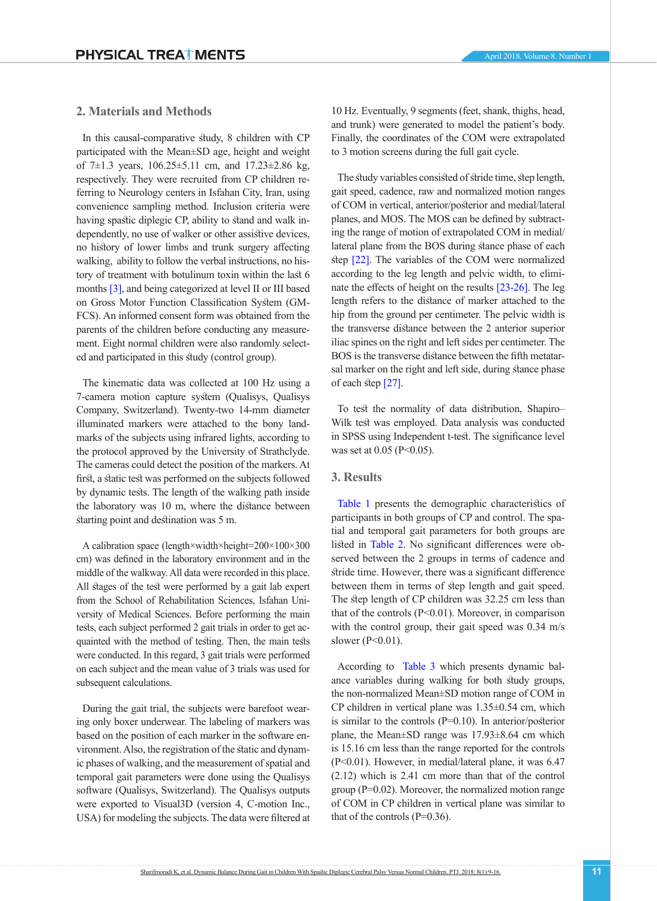## 2. Materials and Methods

In this causal-comparative study, 8 children with CP participated with the Mean±SD age, height and weight of 7±1.3 years, 106.25±5.11 cm, and 17.23±2.86 kg, respectively. They were recruited from CP children referring to Neurology centers in Isfahan City, Iran, using convenience sampling method. Inclusion criteria were having spastic diplegic CP, ability to stand and walk independently, no use of walker or other assistive devices, no history of lower limbs and trunk surgery affecting walking, ability to follow the verbal instructions, no history of treatment with botulinum toxin within the last 6 months [3], and being categorized at level II or III based on Gross Motor Function Classification System (GMFCS). An informed consent form was obtained from the parents of the children before conducting any measurement. Eight normal children were also randomly selected and participated in this study (control group).

The kinematic data was collected at 100 Hz using a 7-camera motion capture system (Qualisys, Qualisys Company, Switzerland). Twenty-two 14-mm diameter illuminated markers were attached to the bony landmarks of the subjects using infrared lights, according to the protocol approved by the University of Strathclyde. The cameras could detect the position of the markers. At first, a static test was performed on the subjects followed by dynamic tests. The length of the walking path inside the laboratory was 10 m, where the distance between starting point and destination was 5 m.

A calibration space (length×width×height=200×100×300 cm) was defined in the laboratory environment and in the middle of the walkway. All data were recorded in this place. All stages of the test were performed by a gait lab expert from the School of Rehabilitation Sciences, Isfahan University of Medical Sciences. Before performing the main tests, each subject performed 2 gait trials in order to get acquainted with the method of testing. Then, the main tests were conducted. In this regard, 3 gait trials were performed on each subject and the mean value of 3 trials was used for subsequent calculations.

During the gait trial, the subjects were barefoot wearing only boxer underwear. The labeling of markers was based on the position of each marker in the software environment. Also, the registration of the static and dynamic phases of walking, and the measurement of spatial and temporal gait parameters were done using the Qualisys software (Qualisys, Switzerland). The Qualisys outputs were exported to Visual3D (version 4, C-motion Inc., USA) for modeling the subjects. The data were filtered at 10 Hz. Eventually, 9 segments (feet, shank, thighs, head, and trunk) were generated to model the patient's body. Finally, the coordinates of the COM were extrapolated to 3 motion screens during the full gait cycle.

The study variables consisted of stride time, step length, gait speed, cadence, raw and normalized motion ranges of COM in vertical, anterior/posterior and medial/lateral planes, and MOS. The MOS can be defined by subtracting the range of motion of extrapolated COM in medial/lateral plane from the BOS during stance phase of each step [22]. The variables of the COM were normalized according to the leg length and pelvic width, to eliminate the effects of height on the results [23-26]. The leg length refers to the distance of marker attached to the hip from the ground per centimeter. The pelvic width is the transverse distance between the 2 anterior superior iliac spines on the right and left sides per centimeter. The BOS is the transverse distance between the fifth metatarsal marker on the right and left side, during stance phase of each step [27].

To test the normality of data distribution, Shapiro–Wilk test was employed. Data analysis was conducted in SPSS using Independent t-test. The significance level was set at 0.05 ($P<0.05$).

## 3. Results

Table 1 presents the demographic characteristics of participants in both groups of CP and control. The spatial and temporal gait parameters for both groups are listed in Table 2. No significant differences were observed between the 2 groups in terms of cadence and stride time. However, there was a significant difference between them in terms of step length and gait speed. The step length of CP children was 32.25 cm less than that of the controls ($P<0.01$). Moreover, in comparison with the control group, their gait speed was 0.34 m/s slower ($P<0.01$).

According to Table 3 which presents dynamic balance variables during walking for both study groups, the non-normalized Mean±SD motion range of COM in CP children in vertical plane was 1.35±0.54 cm, which is similar to the controls ($P=0.10$). In anterior/posterior plane, the Mean±SD range was 17.93±8.64 cm which is 15.16 cm less than the range reported for the controls ($P<0.01$). However, in medial/lateral plane, it was 6.47 (2.12) which is 2.41 cm more than that of the control group ($P=0.02$). Moreover, the normalized motion range of COM in CP children in vertical plane was similar to that of the controls ($P=0.36$).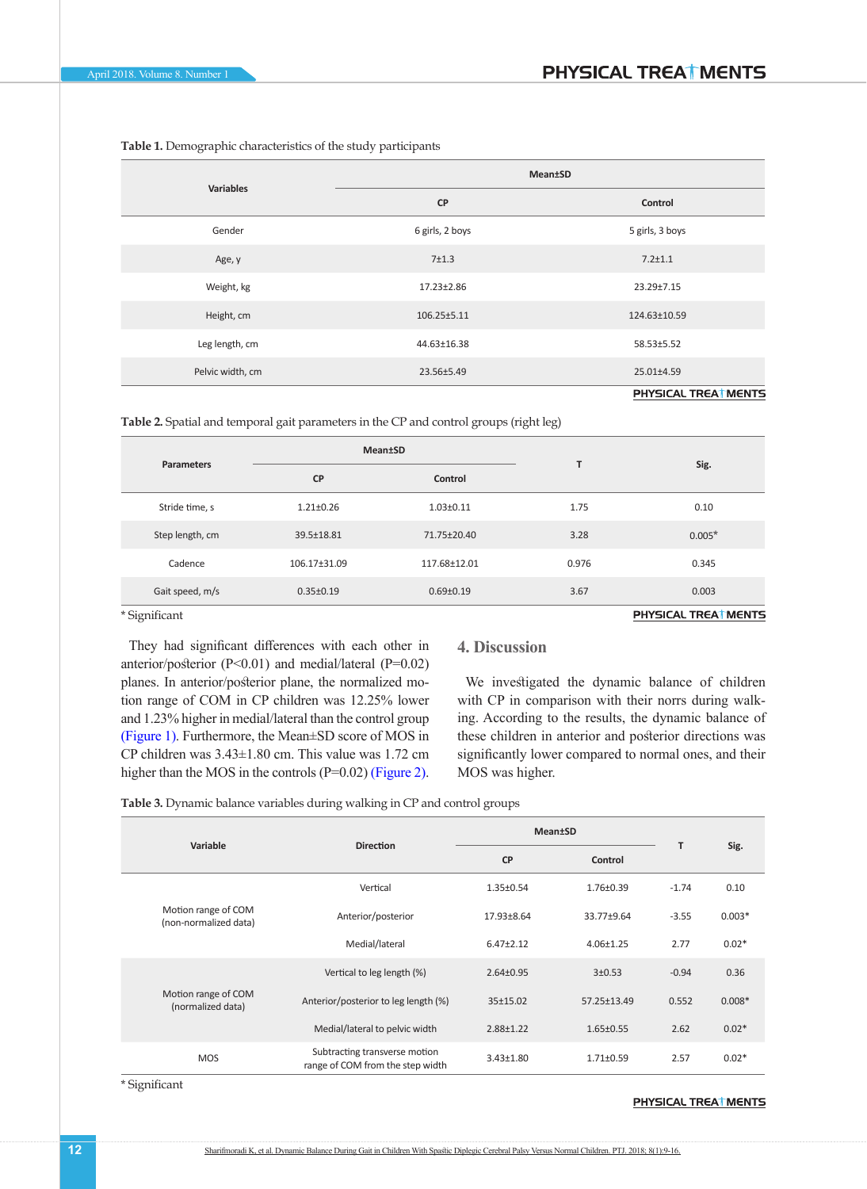Table 1. Demographic characteristics of the study participants

| Variables | Mean±SD | |
|---|---|---|
| | CP | Control |
| Gender | 6 girls, 2 boys | 5 girls, 3 boys |
| Age, y | 7±1.3 | 7.2±1.1 |
| Weight, kg | 17.23±2.86 | 23.29±7.15 |
| Height, cm | 106.25±5.11 | 124.63±10.59 |
| Leg length, cm | 44.63±16.38 | 58.53±5.52 |
| Pelvic width, cm | 23.56±5.49 | 25.01±4.59 |

Table 2. Spatial and temporal gait parameters in the CP and control groups (right leg)

| Parameters | Mean±SD | | T | Sig. |
|---|---|---|---|---|
| | CP | Control | | |
| Stride time, s | 1.21±0.26 | 1.03±0.11 | 1.75 | 0.10 |
| Step length, cm | 39.5±18.81 | 71.75±20.40 | 3.28 | 0.005* |
| Cadence | 106.17±31.09 | 117.68±12.01 | 0.976 | 0.345 |
| Gait speed, m/s | 0.35±0.19 | 0.69±0.19 | 3.67 | 0.003 |

* Significant

They had significant differences with each other in anterior/posterior ($P<0.01$) and medial/lateral ($P=0.02$) planes. In anterior/posterior plane, the normalized motion range of COM in CP children was 12.25% lower and 1.23% higher in medial/lateral than the control group (Figure 1). Furthermore, the Mean±SD score of MOS in CP children was 3.43±1.80 cm. This value was 1.72 cm higher than the MOS in the controls ($P=0.02$) (Figure 2).

## 4. Discussion

We investigated the dynamic balance of children with CP in comparison with their norrs during walking. According to the results, the dynamic balance of these children in anterior and posterior directions was significantly lower compared to normal ones, and their MOS was higher.

Table 3. Dynamic balance variables during walking in CP and control groups

| Variable | Direction | Mean±SD | | T | Sig. |
|---|---|---|---|---|---|
| | | CP | Control | | |
| Motion range of COM (non-normalized data) | Vertical | 1.35±0.54 | 1.76±0.39 | -1.74 | 0.10 |
| | Anterior/posterior | 17.93±8.64 | 33.77±9.64 | -3.55 | 0.003* |
| | Medial/lateral | 6.47±2.12 | 4.06±1.25 | 2.77 | 0.02* |
| Motion range of COM (normalized data) | Vertical to leg length (%) | 2.64±0.95 | 3±0.53 | -0.94 | 0.36 |
| | Anterior/posterior to leg length (%) | 35±15.02 | 57.25±13.49 | 0.552 | 0.008* |
| | Medial/lateral to pelvic width | 2.88±1.22 | 1.65±0.55 | 2.62 | 0.02* |
| MOS | Subtracting transverse motion range of COM from the step width | 3.43±1.80 | 1.71±0.59 | 2.57 | 0.02* |

* Significant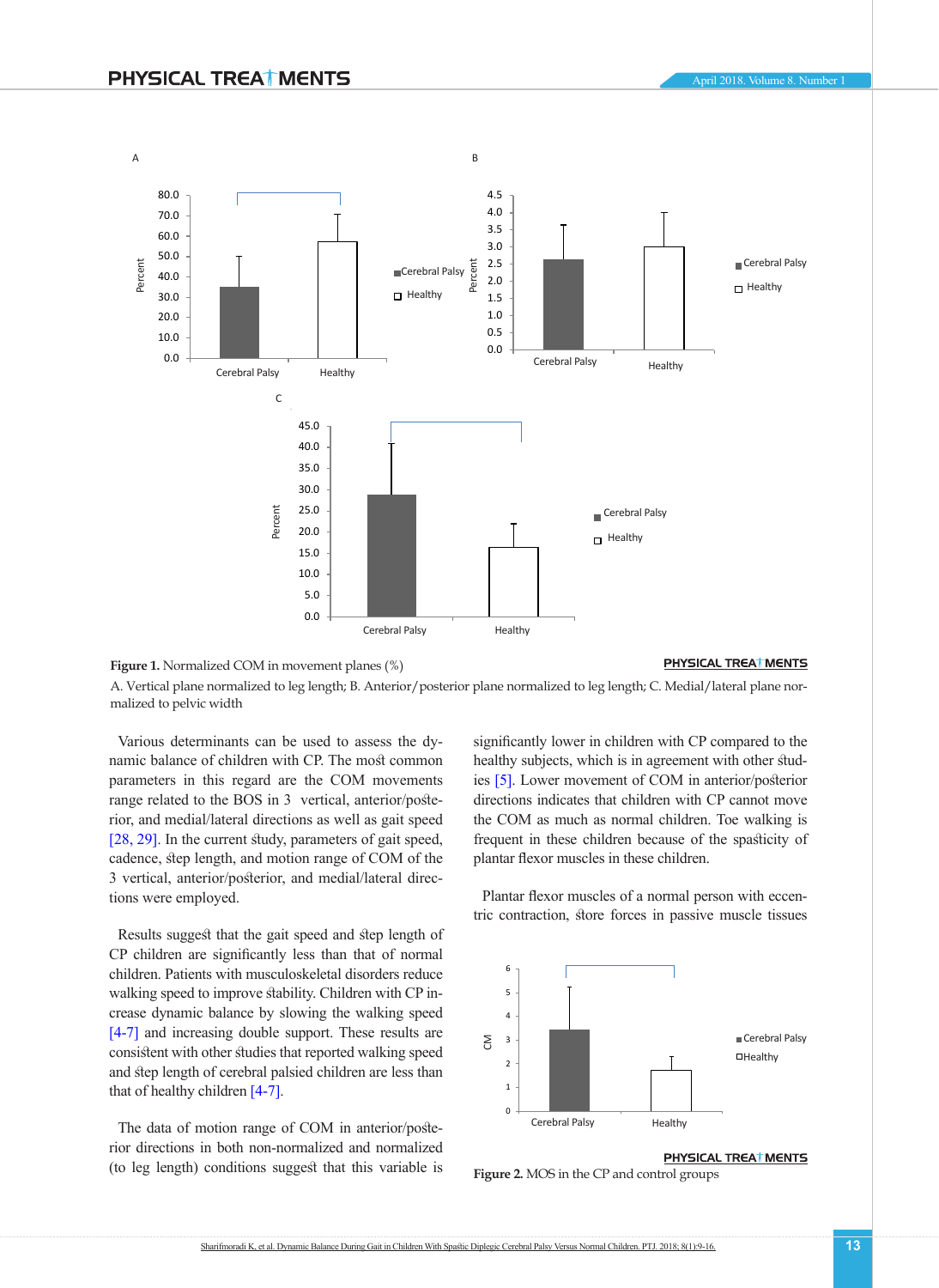**Figure 1.** Normalized COM in movement planes (%)

A. Vertical plane normalized to leg length; B. Anterior/posterior plane normalized to leg length; C. Medial/lateral plane normalized to pelvic width

Various determinants can be used to assess the dynamic balance of children with CP. The most common parameters in this regard are the COM movements range related to the BOS in 3 vertical, anterior/posterior, and medial/lateral directions as well as gait speed [28, 29]. In the current study, parameters of gait speed, cadence, step length, and motion range of COM of the 3 vertical, anterior/posterior, and medial/lateral directions were employed.

Results suggest that the gait speed and step length of CP children are significantly less than that of normal children. Patients with musculoskeletal disorders reduce walking speed to improve stability. Children with CP increase dynamic balance by slowing the walking speed [4-7] and increasing double support. These results are consistent with other studies that reported walking speed and step length of cerebral palsied children are less than that of healthy children [4-7].

The data of motion range of COM in anterior/posterior directions in both non-normalized and normalized (to leg length) conditions suggest that this variable is significantly lower in children with CP compared to the healthy subjects, which is in agreement with other studies [5]. Lower movement of COM in anterior/posterior directions indicates that children with CP cannot move the COM as much as normal children. Toe walking is frequent in these children because of the spasticity of plantar flexor muscles in these children.

Plantar flexor muscles of a normal person with eccentric contraction, store forces in passive muscle tissues

**Figure 2.** MOS in the CP and control groups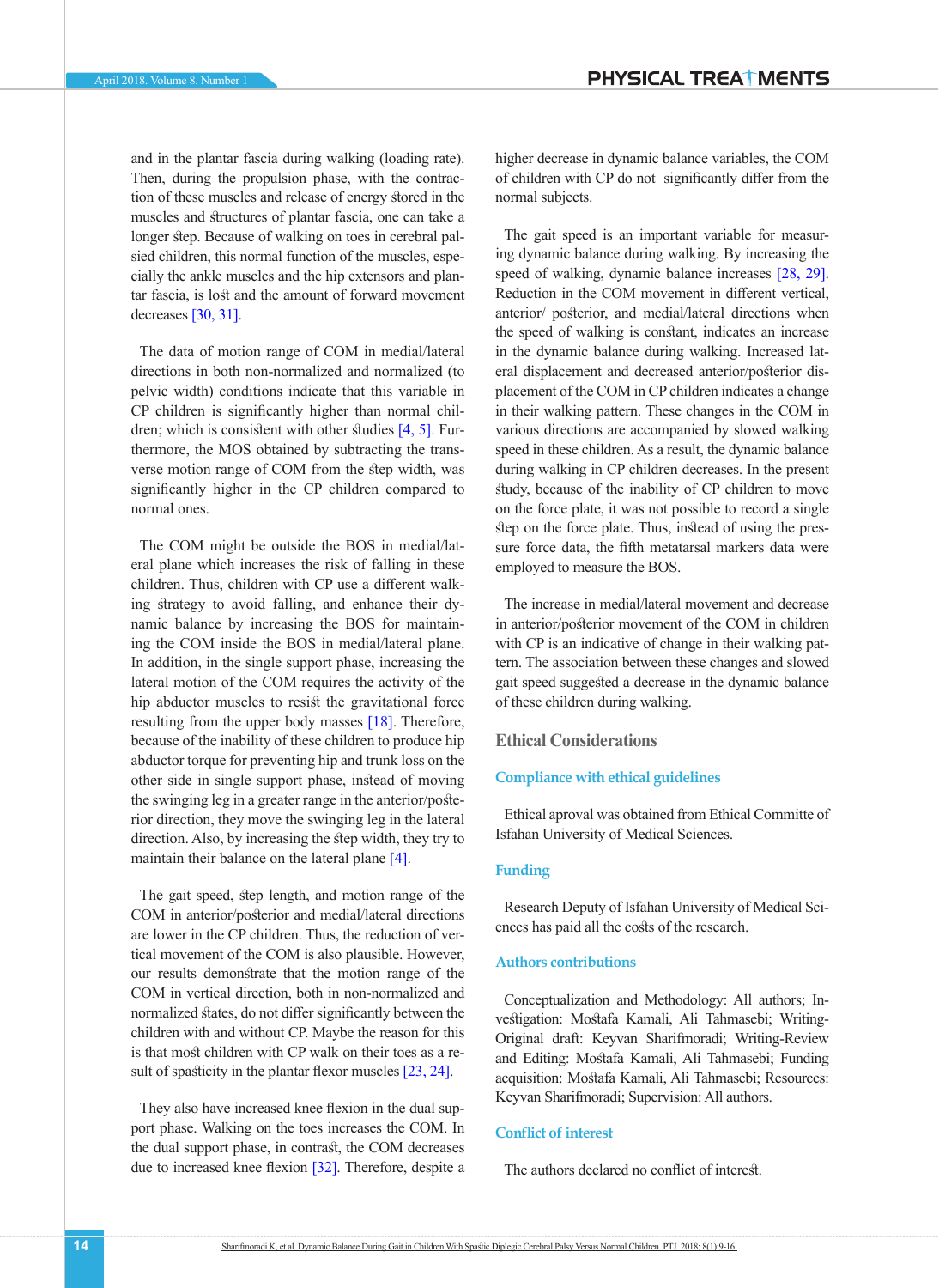and in the plantar fascia during walking (loading rate). Then, during the propulsion phase, with the contraction of these muscles and release of energy stored in the muscles and structures of plantar fascia, one can take a longer step. Because of walking on toes in cerebral palsied children, this normal function of the muscles, especially the ankle muscles and the hip extensors and plantar fascia, is lost and the amount of forward movement decreases [30, 31].

The data of motion range of COM in medial/lateral directions in both non-normalized and normalized (to pelvic width) conditions indicate that this variable in CP children is significantly higher than normal children; which is consistent with other studies [4, 5]. Furthermore, the MOS obtained by subtracting the transverse motion range of COM from the step width, was significantly higher in the CP children compared to normal ones.

The COM might be outside the BOS in medial/lateral plane which increases the risk of falling in these children. Thus, children with CP use a different walking strategy to avoid falling, and enhance their dynamic balance by increasing the BOS for maintaining the COM inside the BOS in medial/lateral plane. In addition, in the single support phase, increasing the lateral motion of the COM requires the activity of the hip abductor muscles to resist the gravitational force resulting from the upper body masses [18]. Therefore, because of the inability of these children to produce hip abductor torque for preventing hip and trunk loss on the other side in single support phase, instead of moving the swinging leg in a greater range in the anterior/posterior direction, they move the swinging leg in the lateral direction. Also, by increasing the step width, they try to maintain their balance on the lateral plane [4].

The gait speed, step length, and motion range of the COM in anterior/posterior and medial/lateral directions are lower in the CP children. Thus, the reduction of vertical movement of the COM is also plausible. However, our results demonstrate that the motion range of the COM in vertical direction, both in non-normalized and normalized states, do not differ significantly between the children with and without CP. Maybe the reason for this is that most children with CP walk on their toes as a result of spasticity in the plantar flexor muscles [23, 24].

They also have increased knee flexion in the dual support phase. Walking on the toes increases the COM. In the dual support phase, in contrast, the COM decreases due to increased knee flexion [32]. Therefore, despite a higher decrease in dynamic balance variables, the COM of children with CP do not significantly differ from the normal subjects.

The gait speed is an important variable for measuring dynamic balance during walking. By increasing the speed of walking, dynamic balance increases [28, 29]. Reduction in the COM movement in different vertical, anterior/ posterior, and medial/lateral directions when the speed of walking is constant, indicates an increase in the dynamic balance during walking. Increased lateral displacement and decreased anterior/posterior displacement of the COM in CP children indicates a change in their walking pattern. These changes in the COM in various directions are accompanied by slowed walking speed in these children. As a result, the dynamic balance during walking in CP children decreases. In the present study, because of the inability of CP children to move on the force plate, it was not possible to record a single step on the force plate. Thus, instead of using the pressure force data, the fifth metatarsal markers data were employed to measure the BOS.

The increase in medial/lateral movement and decrease in anterior/posterior movement of the COM in children with CP is an indicative of change in their walking pattern. The association between these changes and slowed gait speed suggested a decrease in the dynamic balance of these children during walking.

## Ethical Considerations

### Compliance with ethical guidelines

Ethical aproval was obtained from Ethical Committe of Isfahan University of Medical Sciences.

### Funding

Research Deputy of Isfahan University of Medical Sciences has paid all the costs of the research.

### Authors contributions

Conceptualization and Methodology: All authors; Investigation: Mostafa Kamali, Ali Tahmasebi; Writing-Original draft: Keyvan Sharifmoradi; Writing-Review and Editing: Mostafa Kamali, Ali Tahmasebi; Funding acquisition: Mostafa Kamali, Ali Tahmasebi; Resources: Keyvan Sharifmoradi; Supervision: All authors.

### Conflict of interest

The authors declared no conflict of interest.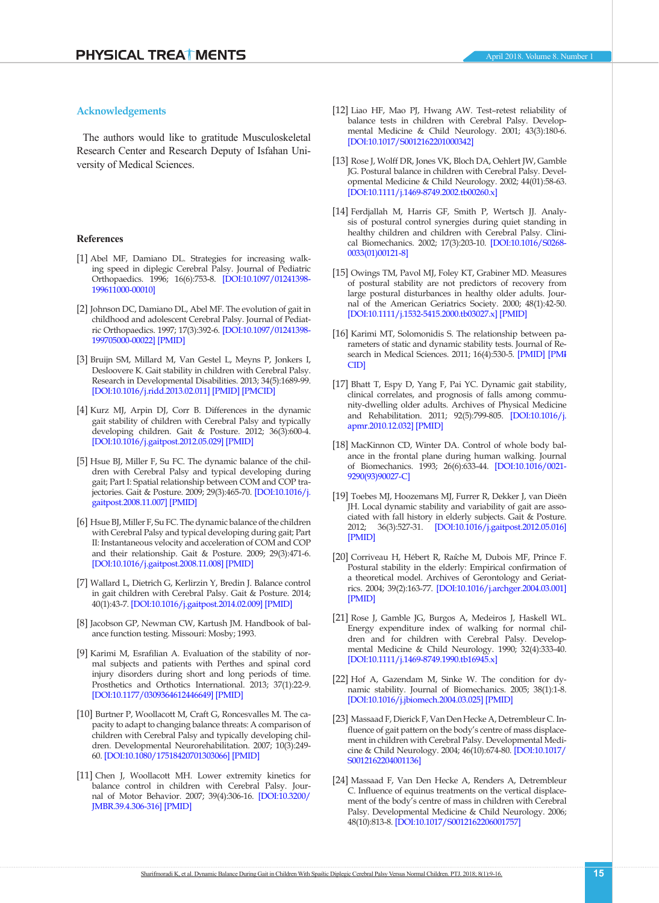## Acknowledgements

The authors would like to gratitude Musculoskeletal Research Center and Research Deputy of Isfahan University of Medical Sciences.

## References

[1] Abel MF, Damiano DL. Strategies for increasing walking speed in diplegic Cerebral Palsy. Journal of Pediatric Orthopaedics. 1996; 16(6):753-8. [DOI:10.1097/01241398-199611000-00010]

[2] Johnson DC, Damiano DL, Abel MF. The evolution of gait in childhood and adolescent Cerebral Palsy. Journal of Pediatric Orthopaedics. 1997; 17(3):392-6. [DOI:10.1097/01241398-199705000-00022] [PMID]

[3] Bruijn SM, Millard M, Van Gestel L, Meyns P, Jonkers I, Desloovere K. Gait stability in children with Cerebral Palsy. Research in Developmental Disabilities. 2013; 34(5):1689-99. [DOI:10.1016/j.ridd.2013.02.011] [PMID] [PMCID]

[4] Kurz MJ, Arpin DJ, Corr B. Differences in the dynamic gait stability of children with Cerebral Palsy and typically developing children. Gait & Posture. 2012; 36(3):600-4. [DOI:10.1016/j.gaitpost.2012.05.029] [PMID]

[5] Hsue BJ, Miller F, Su FC. The dynamic balance of the children with Cerebral Palsy and typical developing during gait; Part I: Spatial relationship between COM and COP trajectories. Gait & Posture. 2009; 29(3):465-70. [DOI:10.1016/j.gaitpost.2008.11.007] [PMID]

[6] Hsue BJ, Miller F, Su FC. The dynamic balance of the children with Cerebral Palsy and typical developing during gait; Part II: Instantaneous velocity and acceleration of COM and COP and their relationship. Gait & Posture. 2009; 29(3):471-6. [DOI:10.1016/j.gaitpost.2008.11.008] [PMID]

[7] Wallard L, Dietrich G, Kerlirzin Y, Bredin J. Balance control in gait children with Cerebral Palsy. Gait & Posture. 2014; 40(1):43-7. [DOI:10.1016/j.gaitpost.2014.02.009] [PMID]

[8] Jacobson GP, Newman CW, Kartush JM. Handbook of balance function testing. Missouri: Mosby; 1993.

[9] Karimi M, Esrafilian A. Evaluation of the stability of normal subjects and patients with Perthes and spinal cord injury disorders during short and long periods of time. Prosthetics and Orthotics International. 2013; 37(1):22-9. [DOI:10.1177/0309364612446649] [PMID]

[10] Burtner P, Woollacott M, Craft G, Roncesvalles M. The capacity to adapt to changing balance threats: A comparison of children with Cerebral Palsy and typically developing children. Developmental Neurorehabilitation. 2007; 10(3):249-60. [DOI:10.1080/17518420701303066] [PMID]

[11] Chen J, Woollacott MH. Lower extremity kinetics for balance control in children with Cerebral Palsy. Journal of Motor Behavior. 2007; 39(4):306-16. [DOI:10.3200/JMBR.39.4.306-316] [PMID]

[12] Liao HF, Mao PJ, Hwang AW. Test–retest reliability of balance tests in children with Cerebral Palsy. Developmental Medicine & Child Neurology. 2001; 43(3):180-6. [DOI:10.1017/S0012162201000342]

[13] Rose J, Wolff DR, Jones VK, Bloch DA, Oehlert JW, Gamble JG. Postural balance in children with Cerebral Palsy. Developmental Medicine & Child Neurology. 2002; 44(01):58-63. [DOI:10.1111/j.1469-8749.2002.tb00260.x]

[14] Ferdjallah M, Harris GF, Smith P, Wertsch JJ. Analysis of postural control synergies during quiet standing in healthy children and children with Cerebral Palsy. Clinical Biomechanics. 2002; 17(3):203-10. [DOI:10.1016/S0268-0033(01)00121-8]

[15] Owings TM, Pavol MJ, Foley KT, Grabiner MD. Measures of postural stability are not predictors of recovery from large postural disturbances in healthy older adults. Journal of the American Geriatrics Society. 2000; 48(1):42-50. [DOI:10.1111/j.1532-5415.2000.tb03027.x] [PMID]

[16] Karimi MT, Solomonidis S. The relationship between parameters of static and dynamic stability tests. Journal of Research in Medical Sciences. 2011; 16(4):530-5. [PMID] [PMCID]

[17] Bhatt T, Espy D, Yang F, Pai YC. Dynamic gait stability, clinical correlates, and prognosis of falls among community-dwelling older adults. Archives of Physical Medicine and Rehabilitation. 2011; 92(5):799-805. [DOI:10.1016/j.apmr.2010.12.032] [PMID]

[18] MacKinnon CD, Winter DA. Control of whole body balance in the frontal plane during human walking. Journal of Biomechanics. 1993; 26(6):633-44. [DOI:10.1016/0021-9290(93)90027-C]

[19] Toebes MJ, Hoozemans MJ, Furrer R, Dekker J, van Dieën JH. Local dynamic stability and variability of gait are associated with fall history in elderly subjects. Gait & Posture. 2012; 36(3):527-31. [DOI:10.1016/j.gaitpost.2012.05.016] [PMID]

[20] Corriveau H, Hébert R, Raîche M, Dubois MF, Prince F. Postural stability in the elderly: Empirical confirmation of a theoretical model. Archives of Gerontology and Geriatrics. 2004; 39(2):163-77. [DOI:10.1016/j.archger.2004.03.001] [PMID]

[21] Rose J, Gamble JG, Burgos A, Medeiros J, Haskell WL. Energy expenditure index of walking for normal children and for children with Cerebral Palsy. Developmental Medicine & Child Neurology. 1990; 32(4):333-40. [DOI:10.1111/j.1469-8749.1990.tb16945.x]

[22] Hof A, Gazendam M, Sinke W. The condition for dynamic stability. Journal of Biomechanics. 2005; 38(1):1-8. [DOI:10.1016/j.jbiomech.2004.03.025] [PMID]

[23] Massaad F, Dierick F, Van Den Hecke A, Detrembleur C. Influence of gait pattern on the body's centre of mass displacement in children with Cerebral Palsy. Developmental Medicine & Child Neurology. 2004; 46(10):674-80. [DOI:10.1017/S0012162204001136]

[24] Massaad F, Van Den Hecke A, Renders A, Detrembleur C. Influence of equinus treatments on the vertical displacement of the body's centre of mass in children with Cerebral Palsy. Developmental Medicine & Child Neurology. 2006; 48(10):813-8. [DOI:10.1017/S0012162206001757]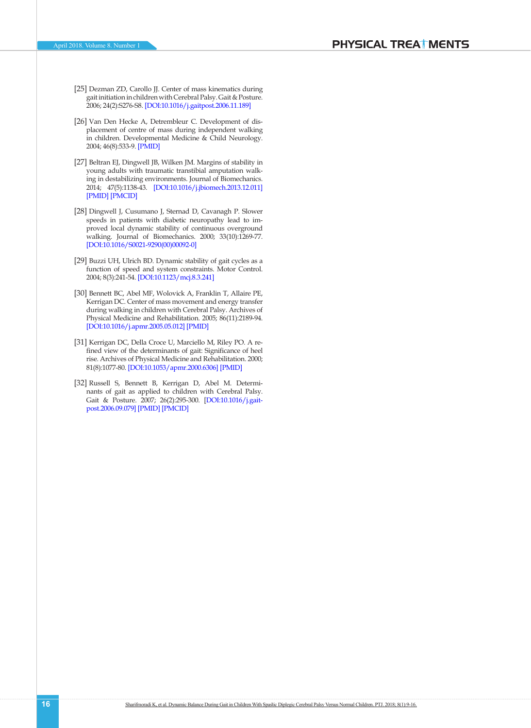[25] Dezman ZD, Carollo JJ. Center of mass kinematics during gait initiation in children with Cerebral Palsy. Gait & Posture. 2006; 24(2):S276-S8. [DOI:10.1016/j.gaitpost.2006.11.189]

[26] Van Den Hecke A, Detrembleur C. Development of displacement of centre of mass during independent walking in children. Developmental Medicine & Child Neurology. 2004; 46(8):533-9. [PMID]

[27] Beltran EJ, Dingwell JB, Wilken JM. Margins of stability in young adults with traumatic transtibial amputation walking in destabilizing environments. Journal of Biomechanics. 2014; 47(5):1138-43. [DOI:10.1016/j.jbiomech.2013.12.011] [PMID] [PMCID]

[28] Dingwell J, Cusumano J, Sternad D, Cavanagh P. Slower speeds in patients with diabetic neuropathy lead to improved local dynamic stability of continuous overground walking. Journal of Biomechanics. 2000; 33(10):1269-77. [DOI:10.1016/S0021-9290(00)00092-0]

[29] Buzzi UH, Ulrich BD. Dynamic stability of gait cycles as a function of speed and system constraints. Motor Control. 2004; 8(3):241-54. [DOI:10.1123/mcj.8.3.241]

[30] Bennett BC, Abel MF, Wolovick A, Franklin T, Allaire PE, Kerrigan DC. Center of mass movement and energy transfer during walking in children with Cerebral Palsy. Archives of Physical Medicine and Rehabilitation. 2005; 86(11):2189-94. [DOI:10.1016/j.apmr.2005.05.012] [PMID]

[31] Kerrigan DC, Della Croce U, Marciello M, Riley PO. A refined view of the determinants of gait: Significance of heel rise. Archives of Physical Medicine and Rehabilitation. 2000; 81(8):1077-80. [DOI:10.1053/apmr.2000.6306] [PMID]

[32] Russell S, Bennett B, Kerrigan D, Abel M. Determinants of gait as applied to children with Cerebral Palsy. Gait & Posture. 2007; 26(2):295-300. [DOI:10.1016/j.gaitpost.2006.09.079] [PMID] [PMCID]